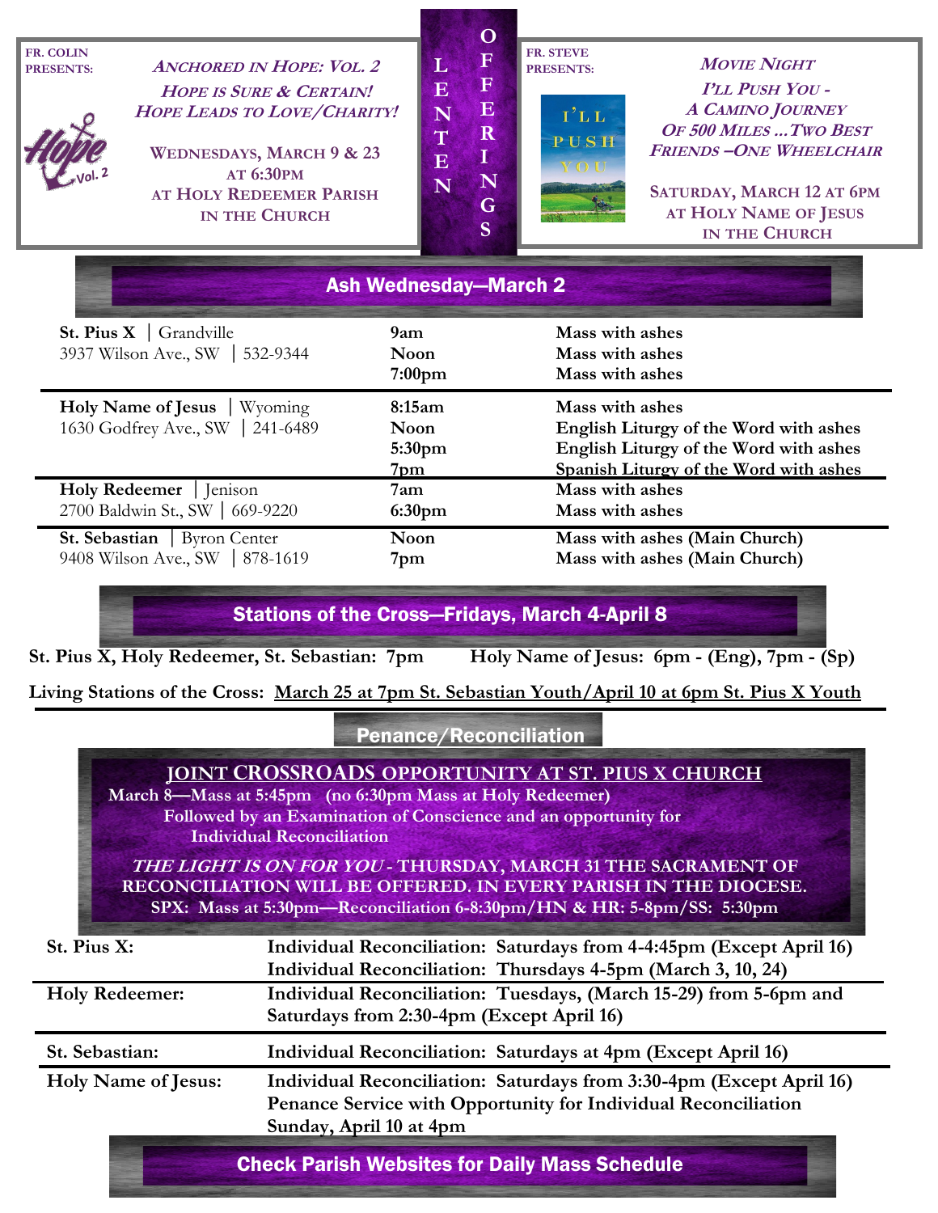# LENTEN OFFERINGS

**FR. COLIN PRESENTS:**

***ANCHORED IN HOPE: VOL. 2***
***HOPE IS SURE & CERTAIN!***
***HOPE LEADS TO LOVE/CHARITY!***

WEDNESDAYS, MARCH 9 & 23
AT 6:30PM
AT HOLY REDEEMER PARISH
IN THE CHURCH

**FR. STEVE PRESENTS:**

***MOVIE NIGHT***
***I'LL PUSH YOU - A CAMINO JOURNEY OF 500 MILES …TWO BEST FRIENDS –ONE WHEELCHAIR***

SATURDAY, MARCH 12 AT 6PM
AT HOLY NAME OF JESUS
IN THE CHURCH

## Ash Wednesday—March 2

| Parish | Time | Service |
|---|---|---|
| **St. Pius X** │ Grandville<br>3937 Wilson Ave., SW │ 532-9344 | **9am**<br>**Noon**<br>**7:00pm** | **Mass with ashes**<br>**Mass with ashes**<br>**Mass with ashes** |
| **Holy Name of Jesus** │ Wyoming<br>1630 Godfrey Ave., SW │ 241-6489 | **8:15am**<br>**Noon**<br>**5:30pm**<br>**7pm** | **Mass with ashes**<br>**English Liturgy of the Word with ashes**<br>**English Liturgy of the Word with ashes**<br>**Spanish Liturgy of the Word with ashes** |
| **Holy Redeemer** │ Jenison<br>2700 Baldwin St., SW │ 669-9220 | **7am**<br>**6:30pm** | **Mass with ashes**<br>**Mass with ashes** |
| **St. Sebastian** │ Byron Center<br>9408 Wilson Ave., SW │ 878-1619 | **Noon**<br>**7pm** | **Mass with ashes (Main Church)**<br>**Mass with ashes (Main Church)** |

## Stations of the Cross—Fridays, March 4-April 8

**St. Pius X, Holy Redeemer, St. Sebastian: 7pm** **Holy Name of Jesus: 6pm - (Eng), 7pm - (Sp)**

**Living Stations of the Cross: March 25 at 7pm St. Sebastian Youth/April 10 at 6pm St. Pius X Youth**

## Penance/Reconciliation

**JOINT CROSSROADS OPPORTUNITY AT ST. PIUS X CHURCH**

**March 8—Mass at 5:45pm (no 6:30pm Mass at Holy Redeemer)**
**Followed by an Examination of Conscience and an opportunity for Individual Reconciliation**

***THE LIGHT IS ON FOR YOU*** **- THURSDAY, MARCH 31 THE SACRAMENT OF RECONCILIATION WILL BE OFFERED. IN EVERY PARISH IN THE DIOCESE.**
**SPX: Mass at 5:30pm—Reconciliation 6-8:30pm/HN & HR: 5-8pm/SS: 5:30pm**

| Parish | Schedule |
|---|---|
| **St. Pius X:** | **Individual Reconciliation: Saturdays from 4-4:45pm (Except April 16)**<br>**Individual Reconciliation: Thursdays 4-5pm (March 3, 10, 24)** |
| **Holy Redeemer:** | **Individual Reconciliation: Tuesdays, (March 15-29) from 5-6pm and Saturdays from 2:30-4pm (Except April 16)** |
| **St. Sebastian:** | **Individual Reconciliation: Saturdays at 4pm (Except April 16)** |
| **Holy Name of Jesus:** | **Individual Reconciliation: Saturdays from 3:30-4pm (Except April 16)**<br>**Penance Service with Opportunity for Individual Reconciliation Sunday, April 10 at 4pm** |

## Check Parish Websites for Daily Mass Schedule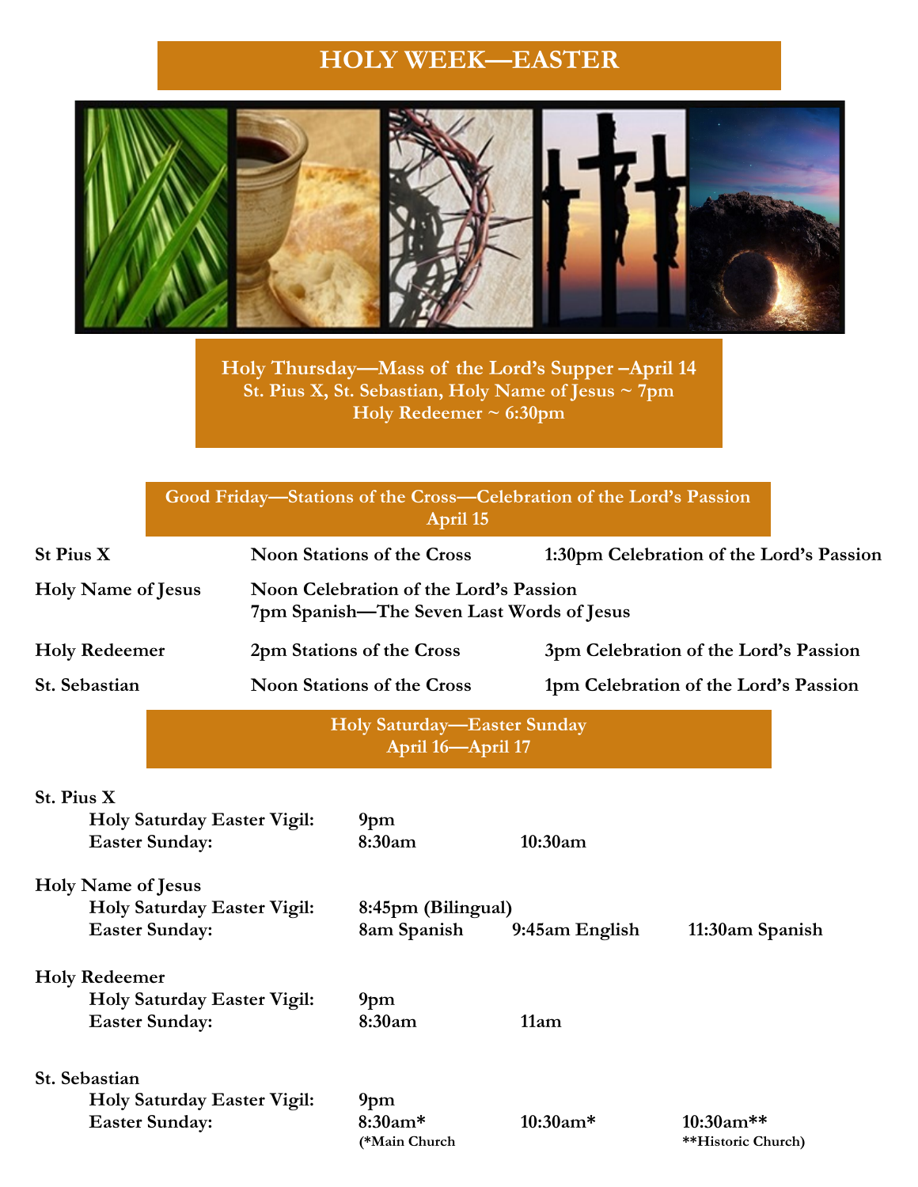# HOLY WEEK—EASTER

**Holy Thursday—Mass of the Lord's Supper –April 14**
**St. Pius X, St. Sebastian, Holy Name of Jesus ~ 7pm**
**Holy Redeemer ~ 6:30pm**

## Good Friday—Stations of the Cross—Celebration of the Lord's Passion
## April 15

| | | |
|---|---|---|
| **St Pius X** | **Noon Stations of the Cross** | **1:30pm Celebration of the Lord's Passion** |
| **Holy Name of Jesus** | **Noon Celebration of the Lord's Passion**<br>**7pm Spanish—The Seven Last Words of Jesus** | |
| **Holy Redeemer** | **2pm Stations of the Cross** | **3pm Celebration of the Lord's Passion** |
| **St. Sebastian** | **Noon Stations of the Cross** | **1pm Celebration of the Lord's Passion** |

## Holy Saturday—Easter Sunday
## April 16—April 17

**St. Pius X**

| | | | |
|---|---|---|---|
| **Holy Saturday Easter Vigil:** | **9pm** | | |
| **Easter Sunday:** | **8:30am** | **10:30am** | |

**Holy Name of Jesus**

| | | | |
|---|---|---|---|
| **Holy Saturday Easter Vigil:** | **8:45pm (Bilingual)** | | |
| **Easter Sunday:** | **8am Spanish** | **9:45am English** | **11:30am Spanish** |

**Holy Redeemer**

| | | | |
|---|---|---|---|
| **Holy Saturday Easter Vigil:** | **9pm** | | |
| **Easter Sunday:** | **8:30am** | **11am** | |

**St. Sebastian**

| | | | |
|---|---|---|---|
| **Holy Saturday Easter Vigil:** | **9pm** | | |
| **Easter Sunday:** | **8:30am*** | **10:30am*** | **10:30am**** |
| | **(*Main Church** | | ****Historic Church)** |